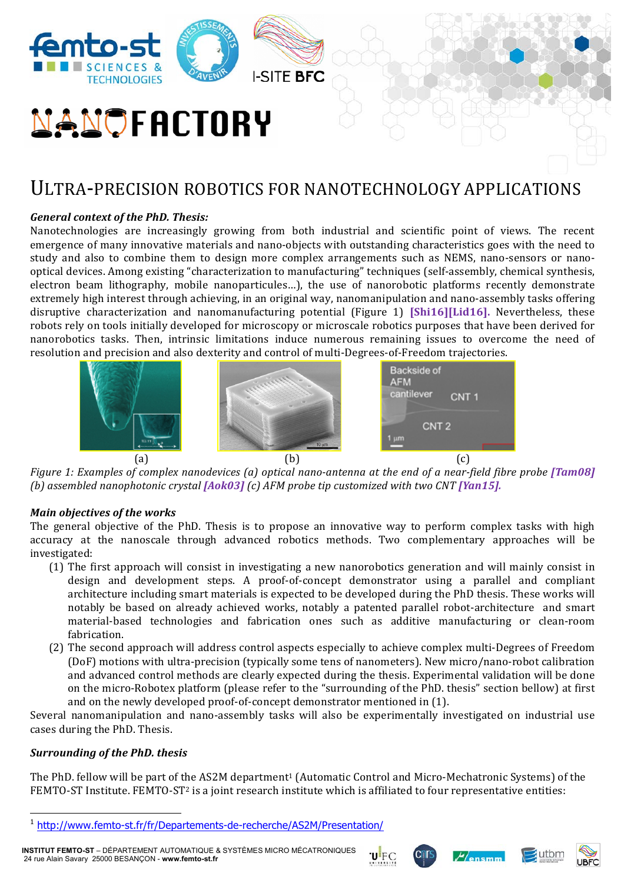# NANOFACTORY

# ULTRA-PRECISION ROBOTICS FOR NANOTECHNOLOGY APPLICATIONS

***General context of the PhD. Thesis:***

Nanotechnologies are increasingly growing from both industrial and scientific point of views. The recent emergence of many innovative materials and nano-objects with outstanding characteristics goes with the need to study and also to combine them to design more complex arrangements such as NEMS, nano-sensors or nano-optical devices. Among existing "characterization to manufacturing" techniques (self-assembly, chemical synthesis, electron beam lithography, mobile nanoparticules…), the use of nanorobotic platforms recently demonstrate extremely high interest through achieving, in an original way, nanomanipulation and nano-assembly tasks offering disruptive characterization and nanomanufacturing potential (Figure 1) **[Shi16][Lid16].** Nevertheless, these robots rely on tools initially developed for microscopy or microscale robotics purposes that have been derived for nanorobotics tasks. Then, intrinsic limitations induce numerous remaining issues to overcome the need of resolution and precision and also dexterity and control of multi-Degrees-of-Freedom trajectories.

(a) (b) (c)

*Figure 1: Examples of complex nanodevices (a) optical nano-antenna at the end of a near-field fibre probe* ***[Tam08]*** *(b) assembled nanophotonic crystal* ***[Aok03]*** *(c) AFM probe tip customized with two CNT* ***[Yan15].***

***Main objectives of the works***

The general objective of the PhD. Thesis is to propose an innovative way to perform complex tasks with high accuracy at the nanoscale through advanced robotics methods. Two complementary approaches will be investigated:

(1) The first approach will consist in investigating a new nanorobotics generation and will mainly consist in design and development steps. A proof-of-concept demonstrator using a parallel and compliant architecture including smart materials is expected to be developed during the PhD thesis. These works will notably be based on already achieved works, notably a patented parallel robot-architecture and smart material-based technologies and fabrication ones such as additive manufacturing or clean-room fabrication.

(2) The second approach will address control aspects especially to achieve complex multi-Degrees of Freedom (DoF) motions with ultra-precision (typically some tens of nanometers). New micro/nano-robot calibration and advanced control methods are clearly expected during the thesis. Experimental validation will be done on the micro-Robotex platform (please refer to the "surrounding of the PhD. thesis" section bellow) at first and on the newly developed proof-of-concept demonstrator mentioned in (1).

Several nanomanipulation and nano-assembly tasks will also be experimentally investigated on industrial use cases during the PhD. Thesis.

***Surrounding of the PhD. thesis***

The PhD. fellow will be part of the AS2M department[1] (Automatic Control and Micro-Mechatronic Systems) of the FEMTO-ST Institute. FEMTO-ST[2] is a joint research institute which is affiliated to four representative entities:

[1] http://www.femto-st.fr/fr/Departements-de-recherche/AS2M/Presentation/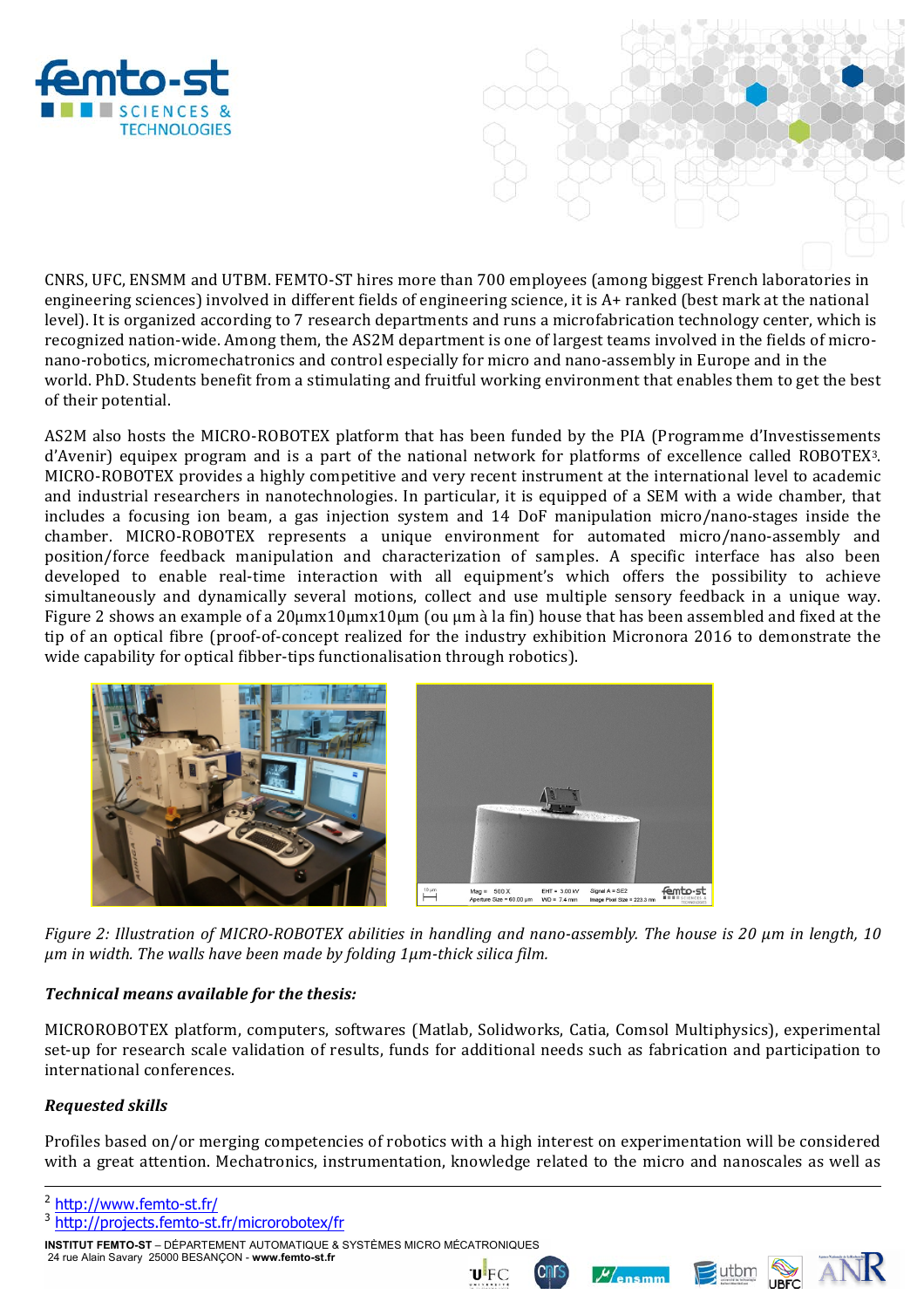CNRS, UFC, ENSMM and UTBM. FEMTO-ST hires more than 700 employees (among biggest French laboratories in engineering sciences) involved in different fields of engineering science, it is A+ ranked (best mark at the national level). It is organized according to 7 research departments and runs a microfabrication technology center, which is recognized nation-wide. Among them, the AS2M department is one of largest teams involved in the fields of micro-nano-robotics, micromechatronics and control especially for micro and nano-assembly in Europe and in the world. PhD. Students benefit from a stimulating and fruitful working environment that enables them to get the best of their potential.

AS2M also hosts the MICRO-ROBOTEX platform that has been funded by the PIA (Programme d'Investissements d'Avenir) equipex program and is a part of the national network for platforms of excellence called ROBOTEX[3]. MICRO-ROBOTEX provides a highly competitive and very recent instrument at the international level to academic and industrial researchers in nanotechnologies. In particular, it is equipped of a SEM with a wide chamber, that includes a focusing ion beam, a gas injection system and 14 DoF manipulation micro/nano-stages inside the chamber. MICRO-ROBOTEX represents a unique environment for automated micro/nano-assembly and position/force feedback manipulation and characterization of samples. A specific interface has also been developed to enable real-time interaction with all equipment's which offers the possibility to achieve simultaneously and dynamically several motions, collect and use multiple sensory feedback in a unique way. Figure 2 shows an example of a 20µmx10µmx10µm (ou µm à la fin) house that has been assembled and fixed at the tip of an optical fibre (proof-of-concept realized for the industry exhibition Micronora 2016 to demonstrate the wide capability for optical fibber-tips functionalisation through robotics).

*Figure 2: Illustration of MICRO-ROBOTEX abilities in handling and nano-assembly. The house is 20 µm in length, 10 µm in width. The walls have been made by folding 1µm-thick silica film.*

***Technical means available for the thesis:***

MICROROBOTEX platform, computers, softwares (Matlab, Solidworks, Catia, Comsol Multiphysics), experimental set-up for research scale validation of results, funds for additional needs such as fabrication and participation to international conferences.

***Requested skills***

Profiles based on/or merging competencies of robotics with a high interest on experimentation will be considered with a great attention. Mechatronics, instrumentation, knowledge related to the micro and nanoscales as well as

---

[2] http://www.femto-st.fr/

[3] http://projects.femto-st.fr/microrobotex/fr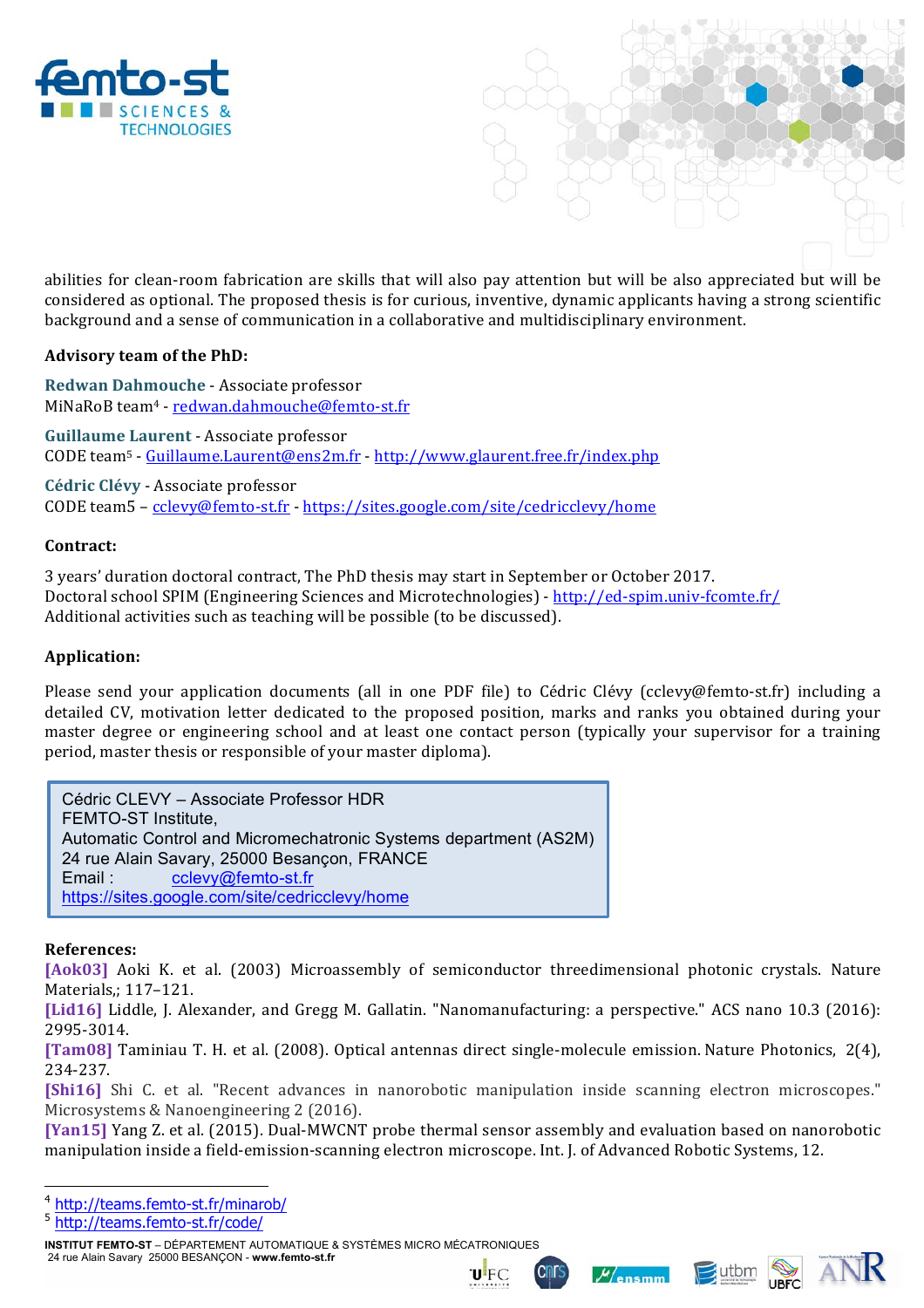abilities for clean-room fabrication are skills that will also pay attention but will be also appreciated but will be considered as optional. The proposed thesis is for curious, inventive, dynamic applicants having a strong scientific background and a sense of communication in a collaborative and multidisciplinary environment.

**Advisory team of the PhD:**

**Redwan Dahmouche** - Associate professor
MiNaRoB team[4] - redwan.dahmouche@femto-st.fr

**Guillaume Laurent** - Associate professor
CODE team[5] - Guillaume.Laurent@ens2m.fr - http://www.glaurent.free.fr/index.php

**Cédric Clévy** - Associate professor
CODE team5 – cclevy@femto-st.fr - https://sites.google.com/site/cedricclevy/home

**Contract:**

3 years' duration doctoral contract, The PhD thesis may start in September or October 2017.
Doctoral school SPIM (Engineering Sciences and Microtechnologies) - http://ed-spim.univ-fcomte.fr/
Additional activities such as teaching will be possible (to be discussed).

**Application:**

Please send your application documents (all in one PDF file) to Cédric Clévy (cclevy@femto-st.fr) including a detailed CV, motivation letter dedicated to the proposed position, marks and ranks you obtained during your master degree or engineering school and at least one contact person (typically your supervisor for a training period, master thesis or responsible of your master diploma).

Cédric CLEVY – Associate Professor HDR
FEMTO-ST Institute,
Automatic Control and Micromechatronic Systems department (AS2M)
24 rue Alain Savary, 25000 Besançon, FRANCE
Email : cclevy@femto-st.fr
https://sites.google.com/site/cedricclevy/home

**References:**

**[Aok03]** Aoki K. et al. (2003) Microassembly of semiconductor threedimensional photonic crystals. Nature Materials,; 117–121.
**[Lid16]** Liddle, J. Alexander, and Gregg M. Gallatin. "Nanomanufacturing: a perspective." ACS nano 10.3 (2016): 2995-3014.
**[Tam08]** Taminiau T. H. et al. (2008). Optical antennas direct single-molecule emission. Nature Photonics, 2(4), 234-237.
**[Shi16]** Shi C. et al. "Recent advances in nanorobotic manipulation inside scanning electron microscopes." Microsystems & Nanoengineering 2 (2016).
**[Yan15]** Yang Z. et al. (2015). Dual-MWCNT probe thermal sensor assembly and evaluation based on nanorobotic manipulation inside a field-emission-scanning electron microscope. Int. J. of Advanced Robotic Systems, 12.

[4] http://teams.femto-st.fr/minarob/
[5] http://teams.femto-st.fr/code/